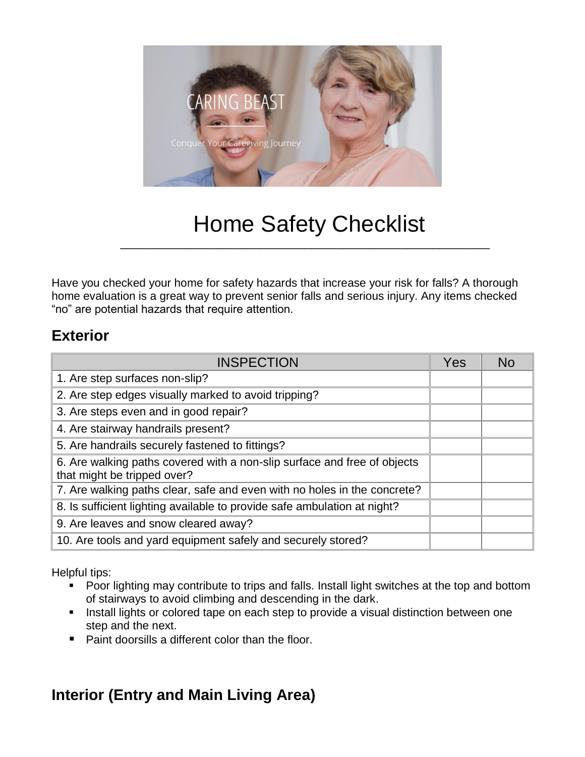# Home Safety Checklist

Have you checked your home for safety hazards that increase your risk for falls? A thorough home evaluation is a great way to prevent senior falls and serious injury. Any items checked "no" are potential hazards that require attention.

## Exterior

| INSPECTION | Yes | No |
|---|---|---|
| 1. Are step surfaces non-slip? | | |
| 2. Are step edges visually marked to avoid tripping? | | |
| 3. Are steps even and in good repair? | | |
| 4. Are stairway handrails present? | | |
| 5. Are handrails securely fastened to fittings? | | |
| 6. Are walking paths covered with a non-slip surface and free of objects that might be tripped over? | | |
| 7. Are walking paths clear, safe and even with no holes in the concrete? | | |
| 8. Is sufficient lighting available to provide safe ambulation at night? | | |
| 9. Are leaves and snow cleared away? | | |
| 10. Are tools and yard equipment safely and securely stored? | | |

Helpful tips:

- Poor lighting may contribute to trips and falls. Install light switches at the top and bottom of stairways to avoid climbing and descending in the dark.
- Install lights or colored tape on each step to provide a visual distinction between one step and the next.
- Paint doorsills a different color than the floor.

## Interior (Entry and Main Living Area)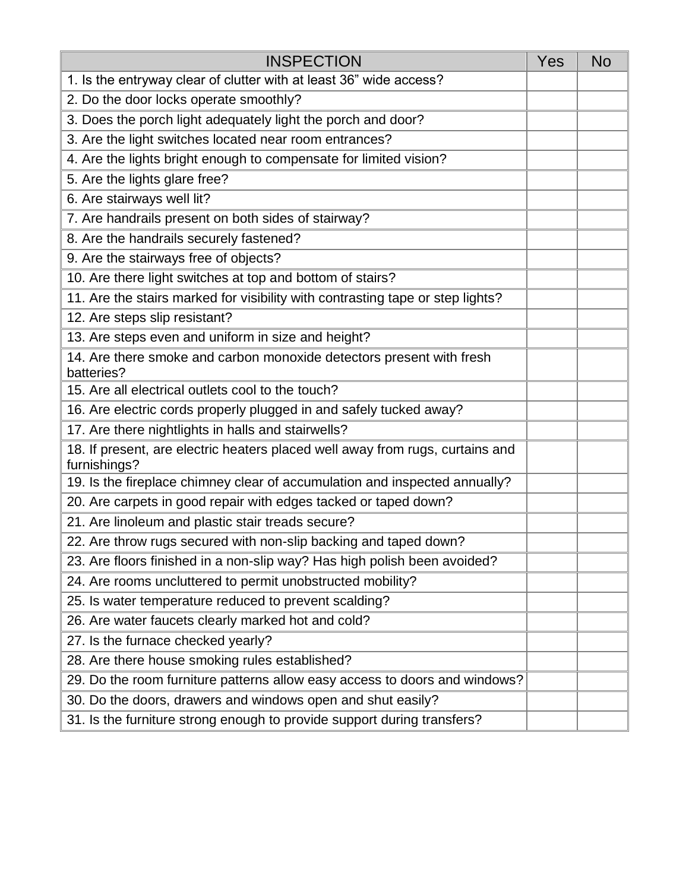| INSPECTION | Yes | No |
| --- | --- | --- |
| 1. Is the entryway clear of clutter with at least 36” wide access? | | |
| 2. Do the door locks operate smoothly? | | |
| 3. Does the porch light adequately light the porch and door? | | |
| 3. Are the light switches located near room entrances? | | |
| 4. Are the lights bright enough to compensate for limited vision? | | |
| 5. Are the lights glare free? | | |
| 6. Are stairways well lit? | | |
| 7. Are handrails present on both sides of stairway? | | |
| 8. Are the handrails securely fastened? | | |
| 9. Are the stairways free of objects? | | |
| 10. Are there light switches at top and bottom of stairs? | | |
| 11. Are the stairs marked for visibility with contrasting tape or step lights? | | |
| 12. Are steps slip resistant? | | |
| 13. Are steps even and uniform in size and height? | | |
| 14. Are there smoke and carbon monoxide detectors present with fresh batteries? | | |
| 15. Are all electrical outlets cool to the touch? | | |
| 16. Are electric cords properly plugged in and safely tucked away? | | |
| 17. Are there nightlights in halls and stairwells? | | |
| 18. If present, are electric heaters placed well away from rugs, curtains and furnishings? | | |
| 19. Is the fireplace chimney clear of accumulation and inspected annually? | | |
| 20. Are carpets in good repair with edges tacked or taped down? | | |
| 21. Are linoleum and plastic stair treads secure? | | |
| 22. Are throw rugs secured with non-slip backing and taped down? | | |
| 23. Are floors finished in a non-slip way? Has high polish been avoided? | | |
| 24. Are rooms uncluttered to permit unobstructed mobility? | | |
| 25. Is water temperature reduced to prevent scalding? | | |
| 26. Are water faucets clearly marked hot and cold? | | |
| 27. Is the furnace checked yearly? | | |
| 28. Are there house smoking rules established? | | |
| 29. Do the room furniture patterns allow easy access to doors and windows? | | |
| 30. Do the doors, drawers and windows open and shut easily? | | |
| 31. Is the furniture strong enough to provide support during transfers? | | |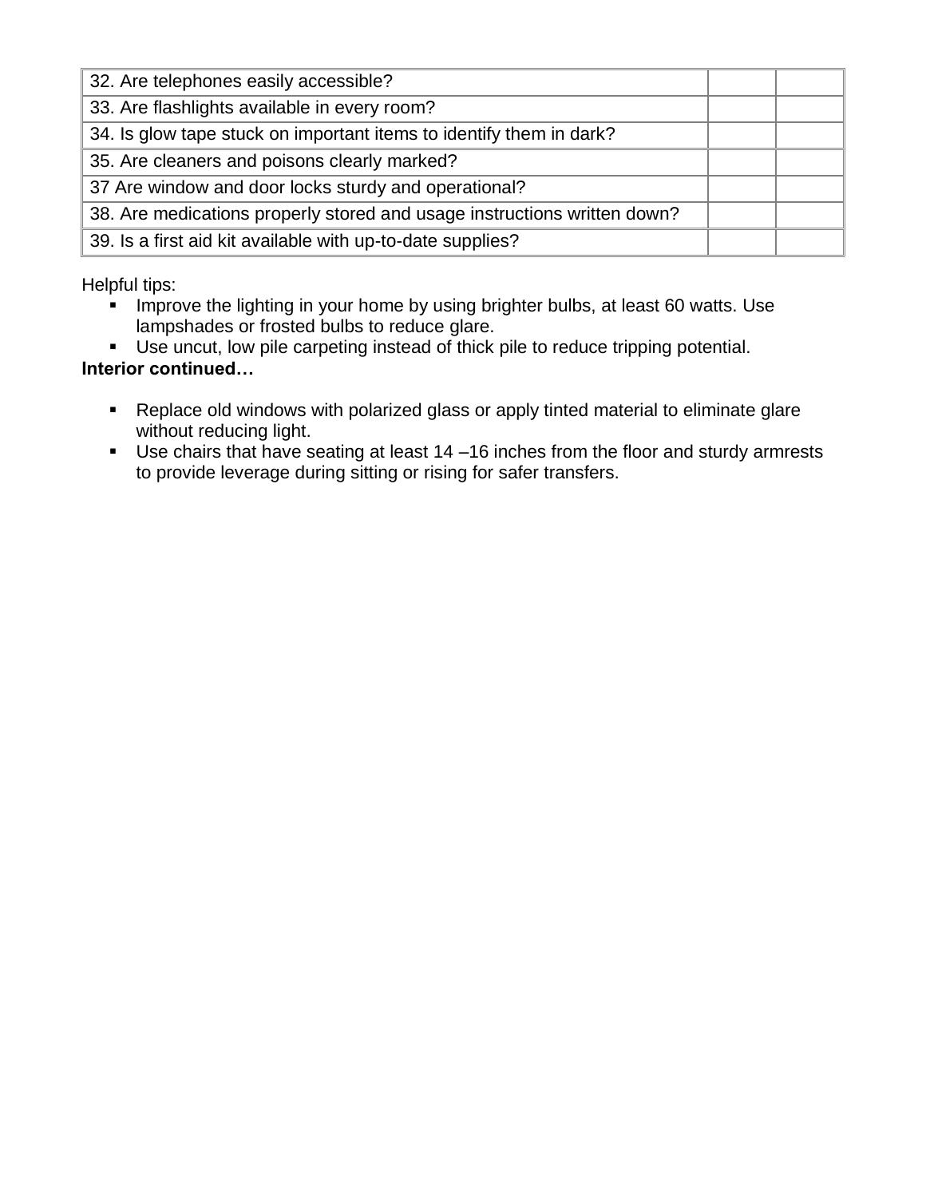| 32. Are telephones easily accessible? | | |
|---|---|---|
| 33. Are flashlights available in every room? | | |
| 34. Is glow tape stuck on important items to identify them in dark? | | |
| 35. Are cleaners and poisons clearly marked? | | |
| 37 Are window and door locks sturdy and operational? | | |
| 38. Are medications properly stored and usage instructions written down? | | |
| 39. Is a first aid kit available with up-to-date supplies? | | |

Helpful tips:

- Improve the lighting in your home by using brighter bulbs, at least 60 watts. Use lampshades or frosted bulbs to reduce glare.
- Use uncut, low pile carpeting instead of thick pile to reduce tripping potential.

**Interior continued…**

- Replace old windows with polarized glass or apply tinted material to eliminate glare without reducing light.
- Use chairs that have seating at least 14 –16 inches from the floor and sturdy armrests to provide leverage during sitting or rising for safer transfers.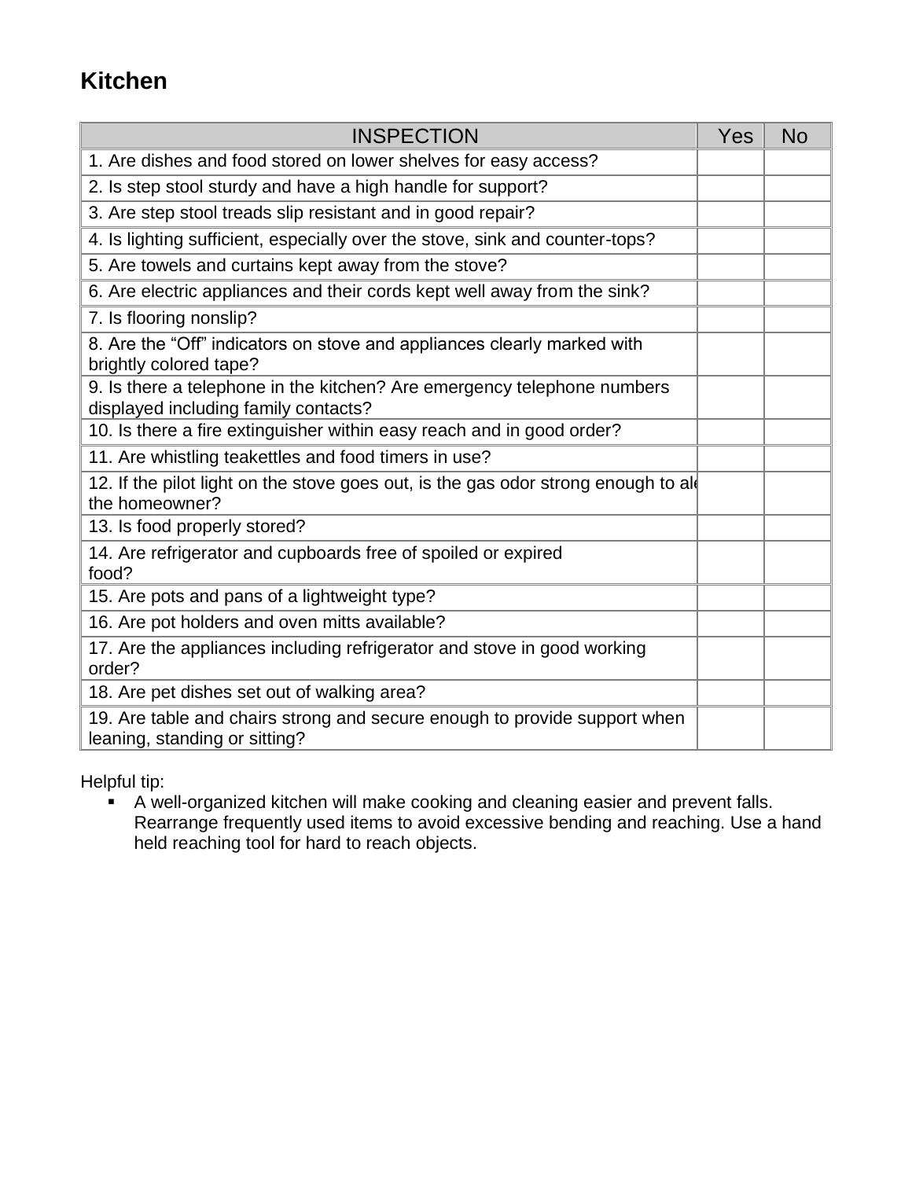# Kitchen

| INSPECTION | Yes | No |
|---|---|---|
| 1. Are dishes and food stored on lower shelves for easy access? | | |
| 2. Is step stool sturdy and have a high handle for support? | | |
| 3. Are step stool treads slip resistant and in good repair? | | |
| 4. Is lighting sufficient, especially over the stove, sink and counter-tops? | | |
| 5. Are towels and curtains kept away from the stove? | | |
| 6. Are electric appliances and their cords kept well away from the sink? | | |
| 7. Is flooring nonslip? | | |
| 8. Are the “Off” indicators on stove and appliances clearly marked with brightly colored tape? | | |
| 9. Is there a telephone in the kitchen? Are emergency telephone numbers displayed including family contacts? | | |
| 10. Is there a fire extinguisher within easy reach and in good order? | | |
| 11. Are whistling teakettles and food timers in use? | | |
| 12. If the pilot light on the stove goes out, is the gas odor strong enough to ale the homeowner? | | |
| 13. Is food properly stored? | | |
| 14. Are refrigerator and cupboards free of spoiled or expired food? | | |
| 15. Are pots and pans of a lightweight type? | | |
| 16. Are pot holders and oven mitts available? | | |
| 17. Are the appliances including refrigerator and stove in good working order? | | |
| 18. Are pet dishes set out of walking area? | | |
| 19. Are table and chairs strong and secure enough to provide support when leaning, standing or sitting? | | |

Helpful tip:

- A well-organized kitchen will make cooking and cleaning easier and prevent falls. Rearrange frequently used items to avoid excessive bending and reaching. Use a hand held reaching tool for hard to reach objects.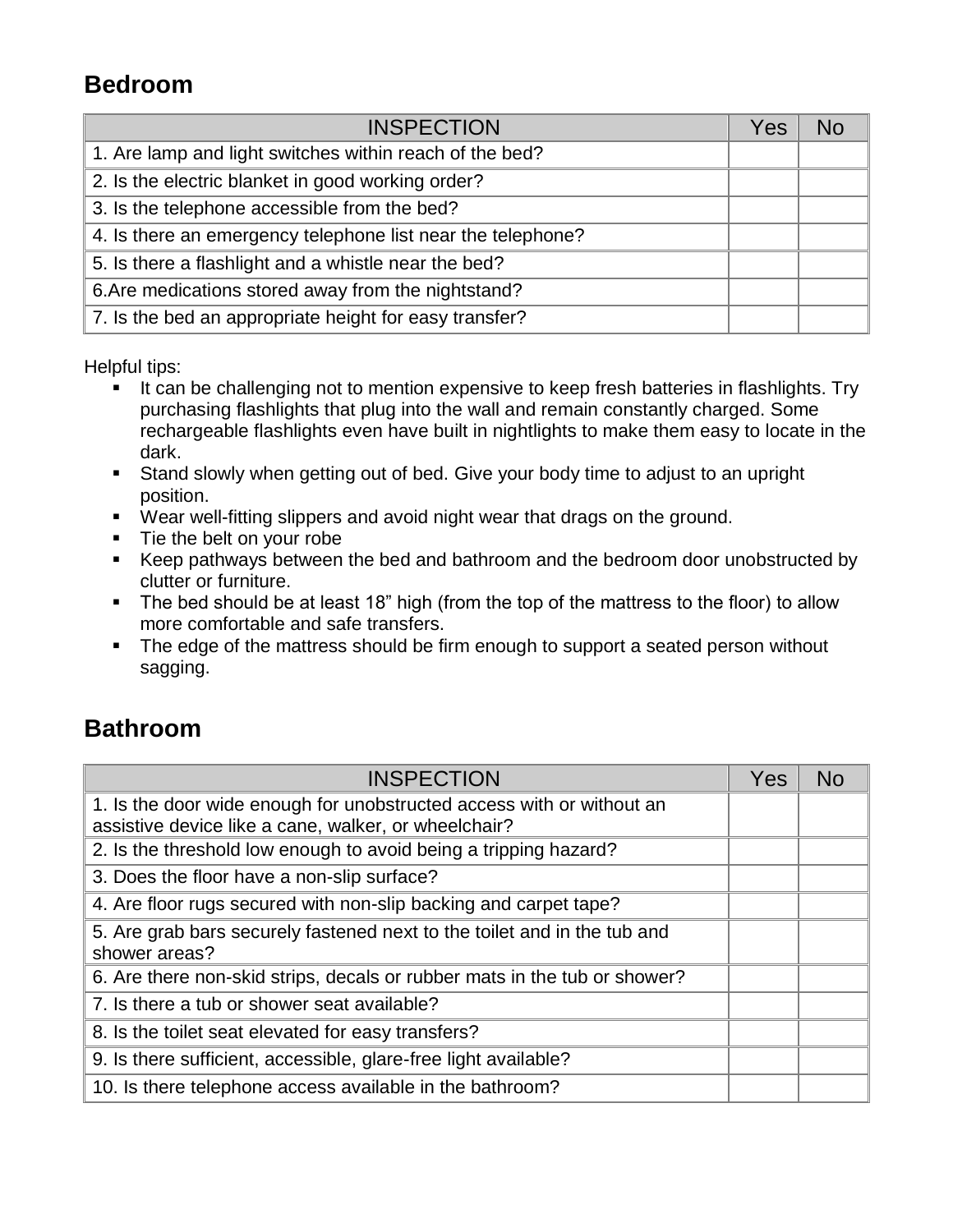## Bedroom

| INSPECTION | Yes | No |
|---|---|---|
| 1. Are lamp and light switches within reach of the bed? | | |
| 2. Is the electric blanket in good working order? | | |
| 3. Is the telephone accessible from the bed? | | |
| 4. Is there an emergency telephone list near the telephone? | | |
| 5. Is there a flashlight and a whistle near the bed? | | |
| 6.Are medications stored away from the nightstand? | | |
| 7. Is the bed an appropriate height for easy transfer? | | |

Helpful tips:

- It can be challenging not to mention expensive to keep fresh batteries in flashlights. Try purchasing flashlights that plug into the wall and remain constantly charged. Some rechargeable flashlights even have built in nightlights to make them easy to locate in the dark.
- Stand slowly when getting out of bed. Give your body time to adjust to an upright position.
- Wear well-fitting slippers and avoid night wear that drags on the ground.
- Tie the belt on your robe
- Keep pathways between the bed and bathroom and the bedroom door unobstructed by clutter or furniture.
- The bed should be at least 18" high (from the top of the mattress to the floor) to allow more comfortable and safe transfers.
- The edge of the mattress should be firm enough to support a seated person without sagging.

## Bathroom

| INSPECTION | Yes | No |
|---|---|---|
| 1. Is the door wide enough for unobstructed access with or without an assistive device like a cane, walker, or wheelchair? | | |
| 2. Is the threshold low enough to avoid being a tripping hazard? | | |
| 3. Does the floor have a non-slip surface? | | |
| 4. Are floor rugs secured with non-slip backing and carpet tape? | | |
| 5. Are grab bars securely fastened next to the toilet and in the tub and shower areas? | | |
| 6. Are there non-skid strips, decals or rubber mats in the tub or shower? | | |
| 7. Is there a tub or shower seat available? | | |
| 8. Is the toilet seat elevated for easy transfers? | | |
| 9. Is there sufficient, accessible, glare-free light available? | | |
| 10. Is there telephone access available in the bathroom? | | |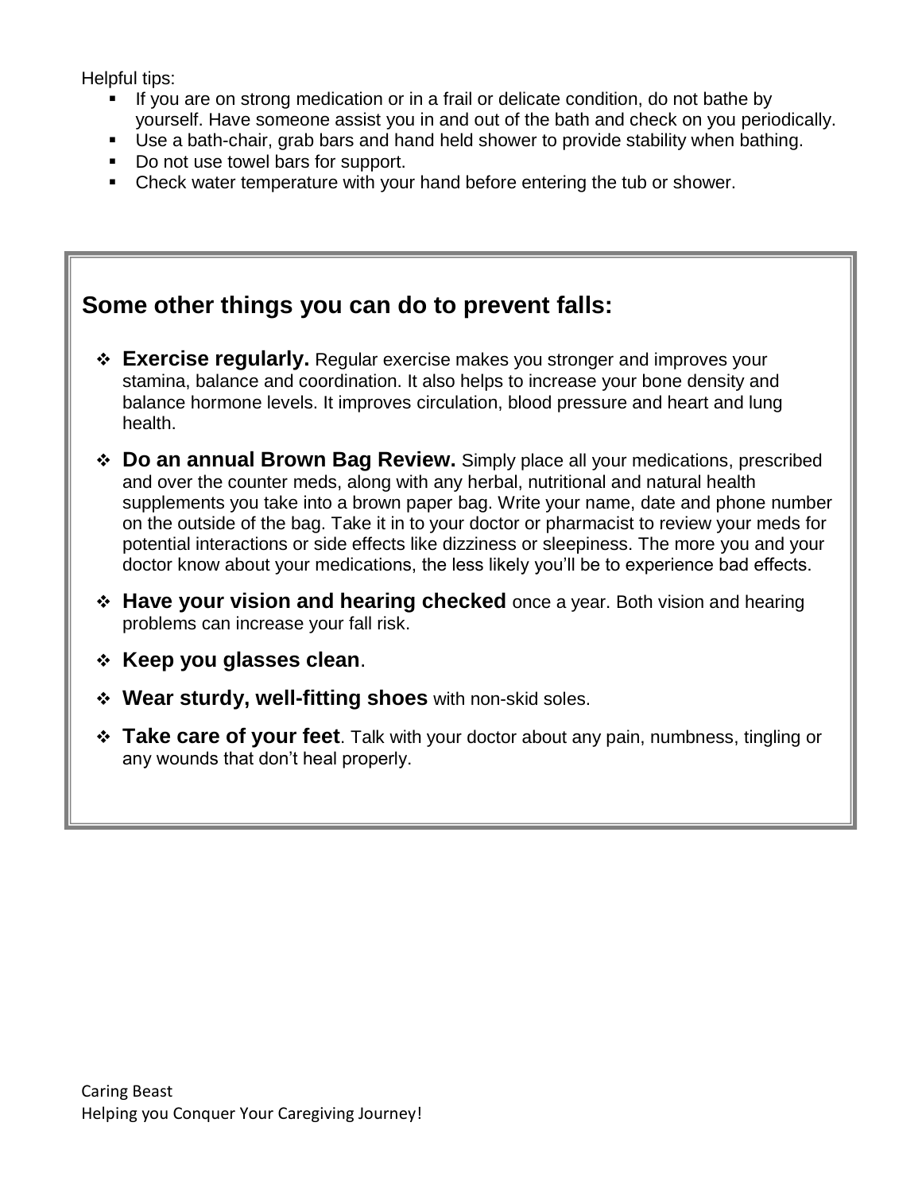Helpful tips:

- If you are on strong medication or in a frail or delicate condition, do not bathe by yourself. Have someone assist you in and out of the bath and check on you periodically.
- Use a bath-chair, grab bars and hand held shower to provide stability when bathing.
- Do not use towel bars for support.
- Check water temperature with your hand before entering the tub or shower.

## Some other things you can do to prevent falls:

- **Exercise regularly.** Regular exercise makes you stronger and improves your stamina, balance and coordination. It also helps to increase your bone density and balance hormone levels. It improves circulation, blood pressure and heart and lung health.
- **Do an annual Brown Bag Review.** Simply place all your medications, prescribed and over the counter meds, along with any herbal, nutritional and natural health supplements you take into a brown paper bag. Write your name, date and phone number on the outside of the bag. Take it in to your doctor or pharmacist to review your meds for potential interactions or side effects like dizziness or sleepiness. The more you and your doctor know about your medications, the less likely you'll be to experience bad effects.
- **Have your vision and hearing checked** once a year. Both vision and hearing problems can increase your fall risk.
- **Keep you glasses clean**.
- **Wear sturdy, well-fitting shoes** with non-skid soles.
- **Take care of your feet**. Talk with your doctor about any pain, numbness, tingling or any wounds that don't heal properly.